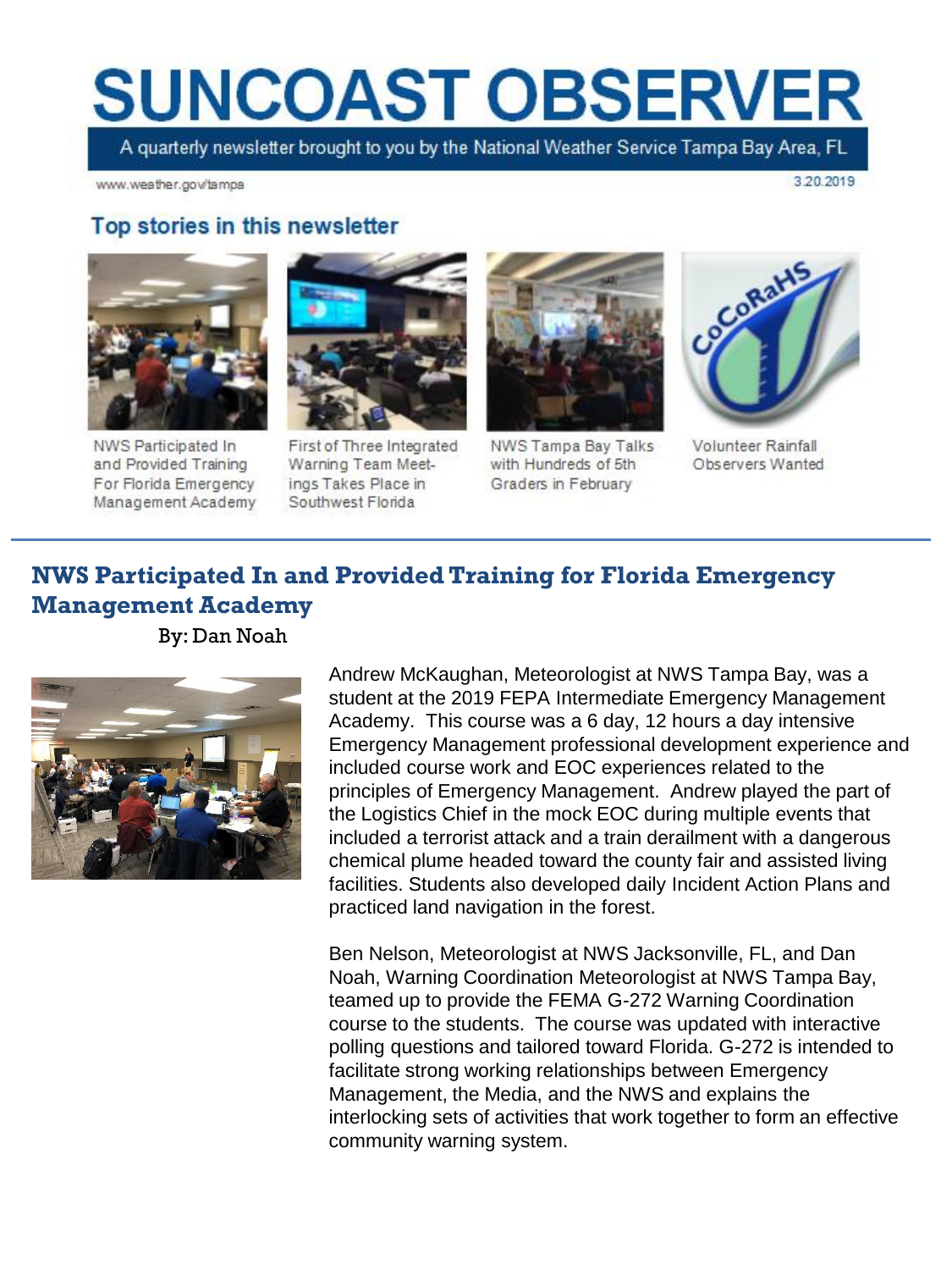# SUNCOAST OBSERVER

A quarterly newsletter brought to you by the National Weather Service Tampa Bay Area, FL

www.weather.gov/tampa

3.20.2019

## Top stories in this newsletter

- NWS Participated In and Provided Training For Florida Emergency Management Academy
- First of Three Integrated Warning Team Meetings Takes Place in Southwest Florida
- NWS Tampa Bay Talks with Hundreds of 5th Graders in February
- Volunteer Rainfall Observers Wanted

## NWS Participated In and Provided Training for Florida Emergency Management Academy

By: Dan Noah

Andrew McKaughan, Meteorologist at NWS Tampa Bay, was a student at the 2019 FEPA Intermediate Emergency Management Academy. This course was a 6 day, 12 hours a day intensive Emergency Management professional development experience and included course work and EOC experiences related to the principles of Emergency Management. Andrew played the part of the Logistics Chief in the mock EOC during multiple events that included a terrorist attack and a train derailment with a dangerous chemical plume headed toward the county fair and assisted living facilities. Students also developed daily Incident Action Plans and practiced land navigation in the forest.

Ben Nelson, Meteorologist at NWS Jacksonville, FL, and Dan Noah, Warning Coordination Meteorologist at NWS Tampa Bay, teamed up to provide the FEMA G-272 Warning Coordination course to the students. The course was updated with interactive polling questions and tailored toward Florida. G-272 is intended to facilitate strong working relationships between Emergency Management, the Media, and the NWS and explains the interlocking sets of activities that work together to form an effective community warning system.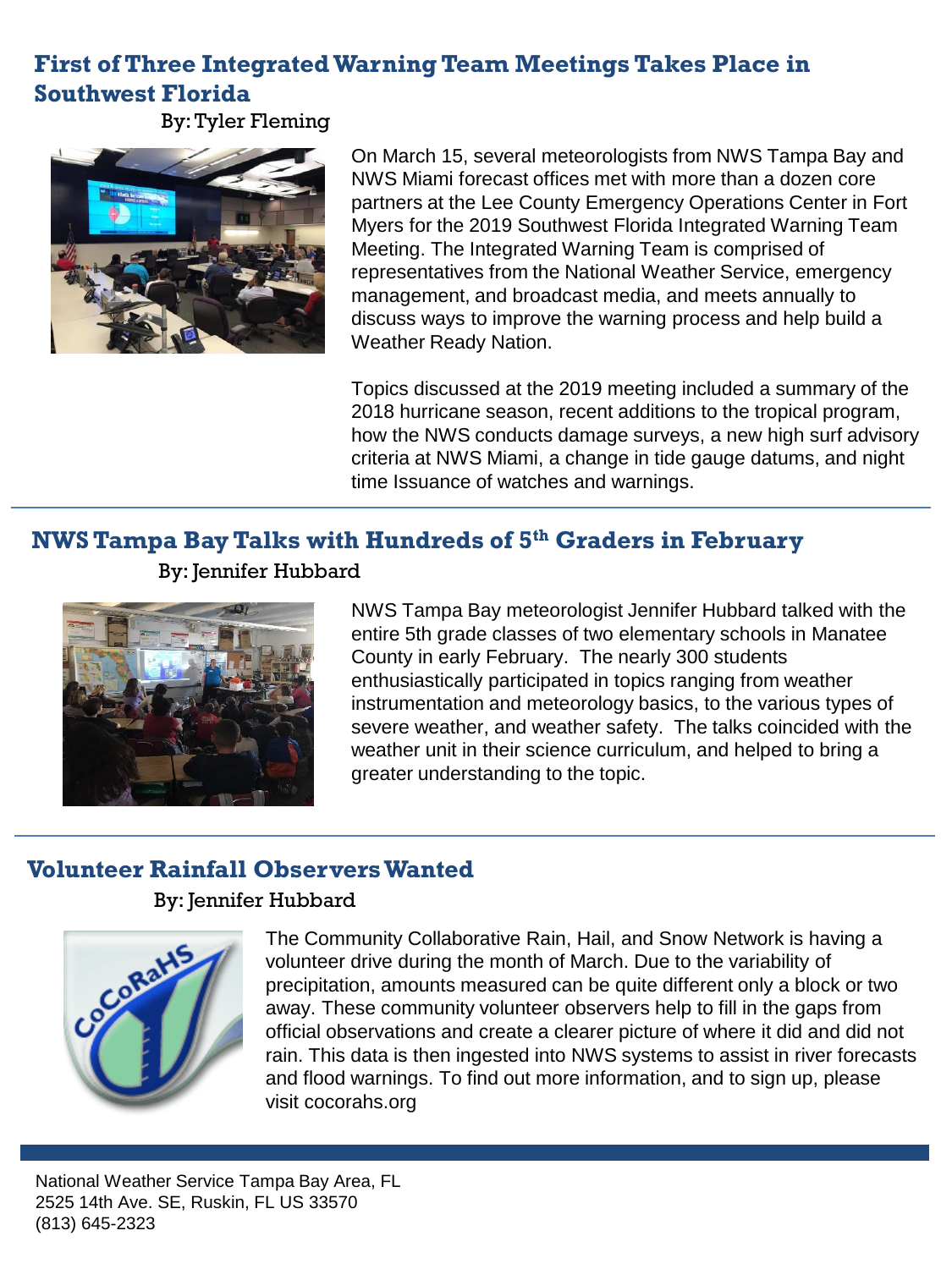## First of Three Integrated Warning Team Meetings Takes Place in Southwest Florida

By: Tyler Fleming

On March 15, several meteorologists from NWS Tampa Bay and NWS Miami forecast offices met with more than a dozen core partners at the Lee County Emergency Operations Center in Fort Myers for the 2019 Southwest Florida Integrated Warning Team Meeting. The Integrated Warning Team is comprised of representatives from the National Weather Service, emergency management, and broadcast media, and meets annually to discuss ways to improve the warning process and help build a Weather Ready Nation.

Topics discussed at the 2019 meeting included a summary of the 2018 hurricane season, recent additions to the tropical program, how the NWS conducts damage surveys, a new high surf advisory criteria at NWS Miami, a change in tide gauge datums, and night time Issuance of watches and warnings.

## NWS Tampa Bay Talks with Hundreds of 5th Graders in February

By: Jennifer Hubbard

NWS Tampa Bay meteorologist Jennifer Hubbard talked with the entire 5th grade classes of two elementary schools in Manatee County in early February. The nearly 300 students enthusiastically participated in topics ranging from weather instrumentation and meteorology basics, to the various types of severe weather, and weather safety. The talks coincided with the weather unit in their science curriculum, and helped to bring a greater understanding to the topic.

## Volunteer Rainfall Observers Wanted

By: Jennifer Hubbard

The Community Collaborative Rain, Hail, and Snow Network is having a volunteer drive during the month of March. Due to the variability of precipitation, amounts measured can be quite different only a block or two away. These community volunteer observers help to fill in the gaps from official observations and create a clearer picture of where it did and did not rain. This data is then ingested into NWS systems to assist in river forecasts and flood warnings. To find out more information, and to sign up, please visit cocorahs.org

National Weather Service Tampa Bay Area, FL
2525 14th Ave. SE, Ruskin, FL US 33570
(813) 645-2323